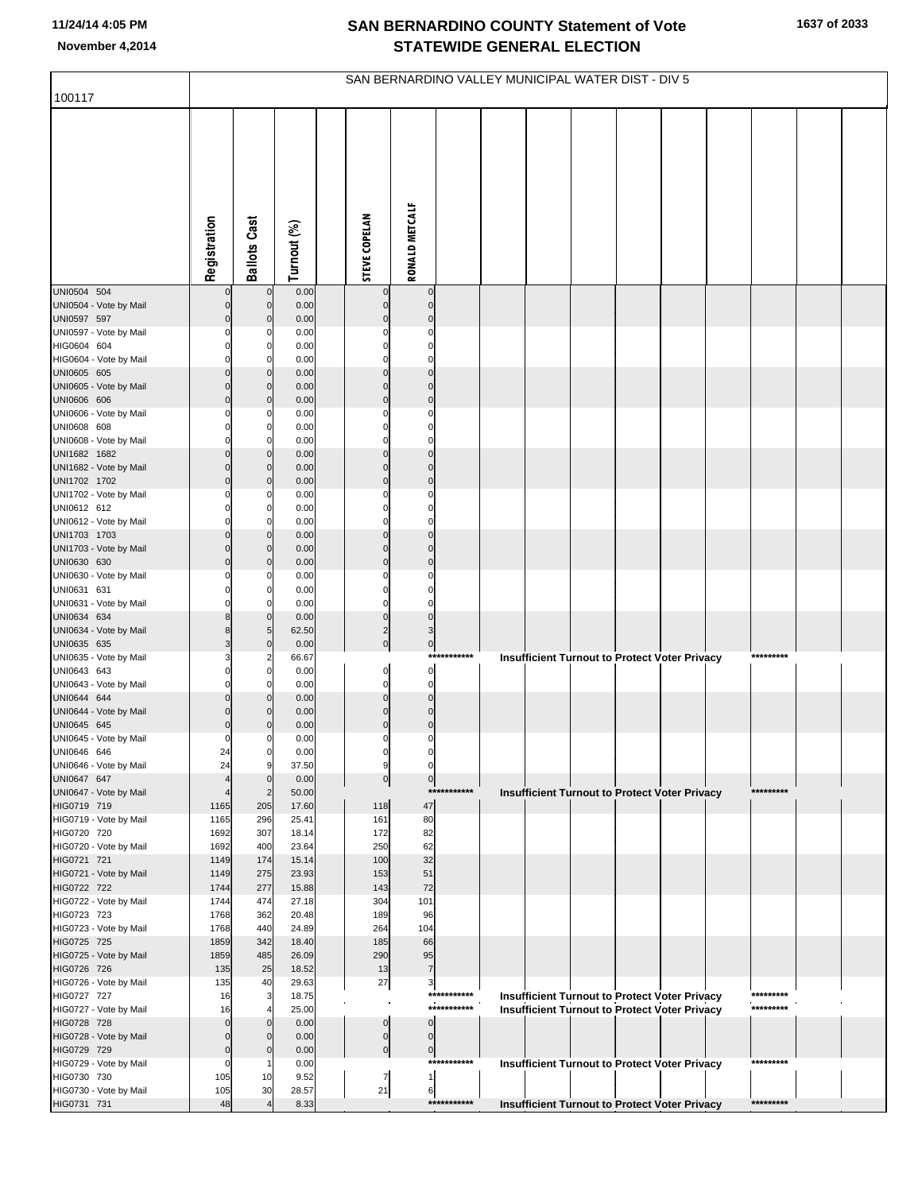# SAN BERNARDINO COUNTY Statement of Vote
# STATEWIDE GENERAL ELECTION

November 4,2014

## SAN BERNARDINO VALLEY MUNICIPAL WATER DIST - DIV 5

100117

| | Registration | Ballots Cast | Turnout (%) | STEVE COPELAN | RONALD METCALF |
|---|---|---|---|---|---|
| UNI0504 504 | 0 | 0 | 0.00 | 0 | 0 |
| UNI0504 - Vote by Mail | 0 | 0 | 0.00 | 0 | 0 |
| UNI0597 597 | 0 | 0 | 0.00 | 0 | 0 |
| UNI0597 - Vote by Mail | 0 | 0 | 0.00 | 0 | 0 |
| HIG0604 604 | 0 | 0 | 0.00 | 0 | 0 |
| HIG0604 - Vote by Mail | 0 | 0 | 0.00 | 0 | 0 |
| UNI0605 605 | 0 | 0 | 0.00 | 0 | 0 |
| UNI0605 - Vote by Mail | 0 | 0 | 0.00 | 0 | 0 |
| UNI0606 606 | 0 | 0 | 0.00 | 0 | 0 |
| UNI0606 - Vote by Mail | 0 | 0 | 0.00 | 0 | 0 |
| UNI0608 608 | 0 | 0 | 0.00 | 0 | 0 |
| UNI0608 - Vote by Mail | 0 | 0 | 0.00 | 0 | 0 |
| UNI1682 1682 | 0 | 0 | 0.00 | 0 | 0 |
| UNI1682 - Vote by Mail | 0 | 0 | 0.00 | 0 | 0 |
| UNI1702 1702 | 0 | 0 | 0.00 | 0 | 0 |
| UNI1702 - Vote by Mail | 0 | 0 | 0.00 | 0 | 0 |
| UNI0612 612 | 0 | 0 | 0.00 | 0 | 0 |
| UNI0612 - Vote by Mail | 0 | 0 | 0.00 | 0 | 0 |
| UNI1703 1703 | 0 | 0 | 0.00 | 0 | 0 |
| UNI1703 - Vote by Mail | 0 | 0 | 0.00 | 0 | 0 |
| UNI0630 630 | 0 | 0 | 0.00 | 0 | 0 |
| UNI0630 - Vote by Mail | 0 | 0 | 0.00 | 0 | 0 |
| UNI0631 631 | 0 | 0 | 0.00 | 0 | 0 |
| UNI0631 - Vote by Mail | 0 | 0 | 0.00 | 0 | 0 |
| UNI0634 634 | 8 | 0 | 0.00 | 0 | 0 |
| UNI0634 - Vote by Mail | 8 | 5 | 62.50 | 2 | 3 |
| UNI0635 635 | 3 | 0 | 0.00 | 0 | 0 |
| UNI0635 - Vote by Mail | 3 | 2 | 66.67 | *********** Insufficient Turnout to Protect Voter Privacy ********* | |
| UNI0643 643 | 0 | 0 | 0.00 | 0 | 0 |
| UNI0643 - Vote by Mail | 0 | 0 | 0.00 | 0 | 0 |
| UNI0644 644 | 0 | 0 | 0.00 | 0 | 0 |
| UNI0644 - Vote by Mail | 0 | 0 | 0.00 | 0 | 0 |
| UNI0645 645 | 0 | 0 | 0.00 | 0 | 0 |
| UNI0645 - Vote by Mail | 0 | 0 | 0.00 | 0 | 0 |
| UNI0646 646 | 24 | 0 | 0.00 | 0 | 0 |
| UNI0646 - Vote by Mail | 24 | 9 | 37.50 | 9 | 0 |
| UNI0647 647 | 4 | 0 | 0.00 | 0 | 0 |
| UNI0647 - Vote by Mail | 4 | 2 | 50.00 | *********** Insufficient Turnout to Protect Voter Privacy ********* | |
| HIG0719 719 | 1165 | 205 | 17.60 | 118 | 47 |
| HIG0719 - Vote by Mail | 1165 | 296 | 25.41 | 161 | 80 |
| HIG0720 720 | 1692 | 307 | 18.14 | 172 | 82 |
| HIG0720 - Vote by Mail | 1692 | 400 | 23.64 | 250 | 62 |
| HIG0721 721 | 1149 | 174 | 15.14 | 100 | 32 |
| HIG0721 - Vote by Mail | 1149 | 275 | 23.93 | 153 | 51 |
| HIG0722 722 | 1744 | 277 | 15.88 | 143 | 72 |
| HIG0722 - Vote by Mail | 1744 | 474 | 27.18 | 304 | 101 |
| HIG0723 723 | 1768 | 362 | 20.48 | 189 | 96 |
| HIG0723 - Vote by Mail | 1768 | 440 | 24.89 | 264 | 104 |
| HIG0725 725 | 1859 | 342 | 18.40 | 185 | 66 |
| HIG0725 - Vote by Mail | 1859 | 485 | 26.09 | 290 | 95 |
| HIG0726 726 | 135 | 25 | 18.52 | 13 | 7 |
| HIG0726 - Vote by Mail | 135 | 40 | 29.63 | 27 | 3 |
| HIG0727 727 | 16 | 3 | 18.75 | *********** Insufficient Turnout to Protect Voter Privacy ********* | |
| HIG0727 - Vote by Mail | 16 | 4 | 25.00 | *********** Insufficient Turnout to Protect Voter Privacy ********* | |
| HIG0728 728 | 0 | 0 | 0.00 | 0 | 0 |
| HIG0728 - Vote by Mail | 0 | 0 | 0.00 | 0 | 0 |
| HIG0729 729 | 0 | 0 | 0.00 | 0 | 0 |
| HIG0729 - Vote by Mail | 0 | 1 | 0.00 | *********** Insufficient Turnout to Protect Voter Privacy ********* | |
| HIG0730 730 | 105 | 10 | 9.52 | 7 | 1 |
| HIG0730 - Vote by Mail | 105 | 30 | 28.57 | 21 | 6 |
| HIG0731 731 | 48 | 4 | 8.33 | *********** Insufficient Turnout to Protect Voter Privacy ********* | |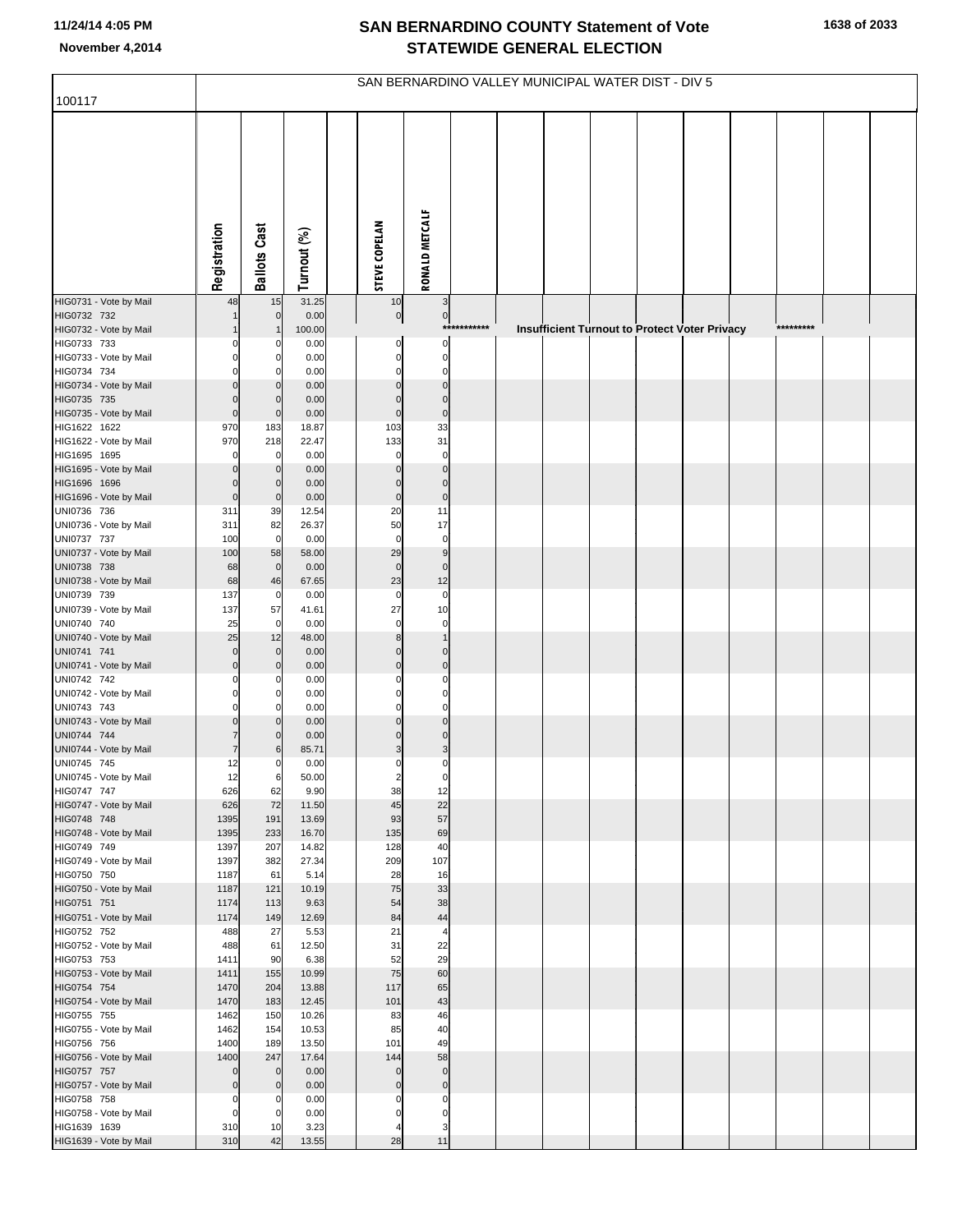# SAN BERNARDINO COUNTY Statement of Vote
# STATEWIDE GENERAL ELECTION

November 4,2014

## SAN BERNARDINO VALLEY MUNICIPAL WATER DIST - DIV 5

100117

| | Registration | Ballots Cast | Turnout (%) | | STEVE COPELAN | RONALD METCALF |
|---|---|---|---|---|---|---|
| HIG0731 - Vote by Mail | 48 | 15 | 31.25 | | 10 | 3 |
| HIG0732 732 | 1 | 0 | 0.00 | | 0 | 0 |
| HIG0732 - Vote by Mail | 1 | 1 | 100.00 | | *********** Insufficient Turnout to Protect Voter Privacy ********* | |
| HIG0733 733 | 0 | 0 | 0.00 | | 0 | 0 |
| HIG0733 - Vote by Mail | 0 | 0 | 0.00 | | 0 | 0 |
| HIG0734 734 | 0 | 0 | 0.00 | | 0 | 0 |
| HIG0734 - Vote by Mail | 0 | 0 | 0.00 | | 0 | 0 |
| HIG0735 735 | 0 | 0 | 0.00 | | 0 | 0 |
| HIG0735 - Vote by Mail | 0 | 0 | 0.00 | | 0 | 0 |
| HIG1622 1622 | 970 | 183 | 18.87 | | 103 | 33 |
| HIG1622 - Vote by Mail | 970 | 218 | 22.47 | | 133 | 31 |
| HIG1695 1695 | 0 | 0 | 0.00 | | 0 | 0 |
| HIG1695 - Vote by Mail | 0 | 0 | 0.00 | | 0 | 0 |
| HIG1696 1696 | 0 | 0 | 0.00 | | 0 | 0 |
| HIG1696 - Vote by Mail | 0 | 0 | 0.00 | | 0 | 0 |
| UNI0736 736 | 311 | 39 | 12.54 | | 20 | 11 |
| UNI0736 - Vote by Mail | 311 | 82 | 26.37 | | 50 | 17 |
| UNI0737 737 | 100 | 0 | 0.00 | | 0 | 0 |
| UNI0737 - Vote by Mail | 100 | 58 | 58.00 | | 29 | 9 |
| UNI0738 738 | 68 | 0 | 0.00 | | 0 | 0 |
| UNI0738 - Vote by Mail | 68 | 46 | 67.65 | | 23 | 12 |
| UNI0739 739 | 137 | 0 | 0.00 | | 0 | 0 |
| UNI0739 - Vote by Mail | 137 | 57 | 41.61 | | 27 | 10 |
| UNI0740 740 | 25 | 0 | 0.00 | | 0 | 0 |
| UNI0740 - Vote by Mail | 25 | 12 | 48.00 | | 8 | 1 |
| UNI0741 741 | 0 | 0 | 0.00 | | 0 | 0 |
| UNI0741 - Vote by Mail | 0 | 0 | 0.00 | | 0 | 0 |
| UNI0742 742 | 0 | 0 | 0.00 | | 0 | 0 |
| UNI0742 - Vote by Mail | 0 | 0 | 0.00 | | 0 | 0 |
| UNI0743 743 | 0 | 0 | 0.00 | | 0 | 0 |
| UNI0743 - Vote by Mail | 0 | 0 | 0.00 | | 0 | 0 |
| UNI0744 744 | 7 | 0 | 0.00 | | 0 | 0 |
| UNI0744 - Vote by Mail | 7 | 6 | 85.71 | | 3 | 3 |
| UNI0745 745 | 12 | 0 | 0.00 | | 0 | 0 |
| UNI0745 - Vote by Mail | 12 | 6 | 50.00 | | 2 | 0 |
| HIG0747 747 | 626 | 62 | 9.90 | | 38 | 12 |
| HIG0747 - Vote by Mail | 626 | 72 | 11.50 | | 45 | 22 |
| HIG0748 748 | 1395 | 191 | 13.69 | | 93 | 57 |
| HIG0748 - Vote by Mail | 1395 | 233 | 16.70 | | 135 | 69 |
| HIG0749 749 | 1397 | 207 | 14.82 | | 128 | 40 |
| HIG0749 - Vote by Mail | 1397 | 382 | 27.34 | | 209 | 107 |
| HIG0750 750 | 1187 | 61 | 5.14 | | 28 | 16 |
| HIG0750 - Vote by Mail | 1187 | 121 | 10.19 | | 75 | 33 |
| HIG0751 751 | 1174 | 113 | 9.63 | | 54 | 38 |
| HIG0751 - Vote by Mail | 1174 | 149 | 12.69 | | 84 | 44 |
| HIG0752 752 | 488 | 27 | 5.53 | | 21 | 4 |
| HIG0752 - Vote by Mail | 488 | 61 | 12.50 | | 31 | 22 |
| HIG0753 753 | 1411 | 90 | 6.38 | | 52 | 29 |
| HIG0753 - Vote by Mail | 1411 | 155 | 10.99 | | 75 | 60 |
| HIG0754 754 | 1470 | 204 | 13.88 | | 117 | 65 |
| HIG0754 - Vote by Mail | 1470 | 183 | 12.45 | | 101 | 43 |
| HIG0755 755 | 1462 | 150 | 10.26 | | 83 | 46 |
| HIG0755 - Vote by Mail | 1462 | 154 | 10.53 | | 85 | 40 |
| HIG0756 756 | 1400 | 189 | 13.50 | | 101 | 49 |
| HIG0756 - Vote by Mail | 1400 | 247 | 17.64 | | 144 | 58 |
| HIG0757 757 | 0 | 0 | 0.00 | | 0 | 0 |
| HIG0757 - Vote by Mail | 0 | 0 | 0.00 | | 0 | 0 |
| HIG0758 758 | 0 | 0 | 0.00 | | 0 | 0 |
| HIG0758 - Vote by Mail | 0 | 0 | 0.00 | | 0 | 0 |
| HIG1639 1639 | 310 | 10 | 3.23 | | 4 | 3 |
| HIG1639 - Vote by Mail | 310 | 42 | 13.55 | | 28 | 11 |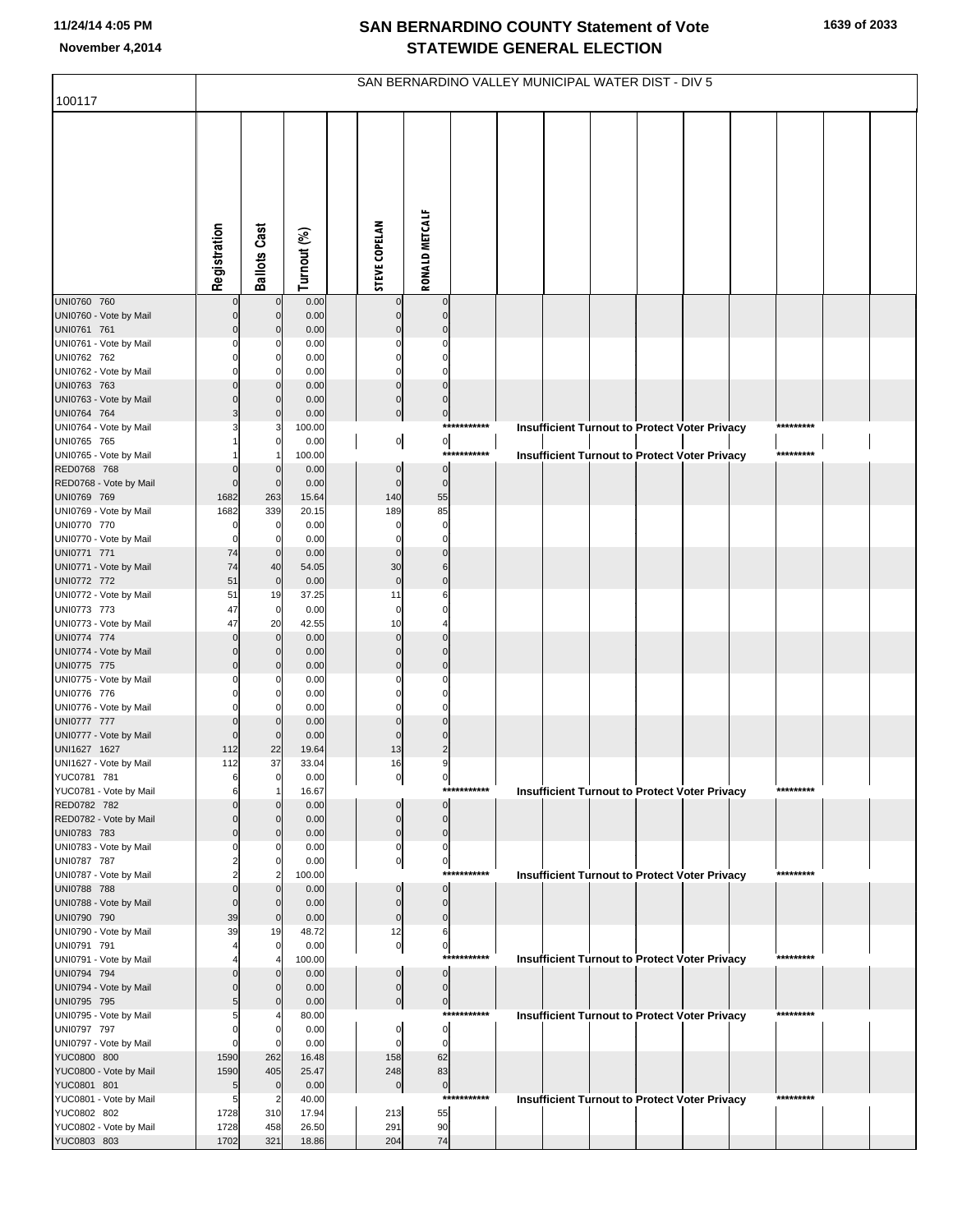# SAN BERNARDINO COUNTY Statement of Vote
# STATEWIDE GENERAL ELECTION

November 4,2014

## SAN BERNARDINO VALLEY MUNICIPAL WATER DIST - DIV 5

100117

| | Registration | Ballots Cast | Turnout (%) | STEVE COPELAN | RONALD METCALF |
|---|---|---|---|---|---|
| UNI0760 760 | 0 | 0 | 0.00 | 0 | 0 |
| UNI0760 - Vote by Mail | 0 | 0 | 0.00 | 0 | 0 |
| UNI0761 761 | 0 | 0 | 0.00 | 0 | 0 |
| UNI0761 - Vote by Mail | 0 | 0 | 0.00 | 0 | 0 |
| UNI0762 762 | 0 | 0 | 0.00 | 0 | 0 |
| UNI0762 - Vote by Mail | 0 | 0 | 0.00 | 0 | 0 |
| UNI0763 763 | 0 | 0 | 0.00 | 0 | 0 |
| UNI0763 - Vote by Mail | 0 | 0 | 0.00 | 0 | 0 |
| UNI0764 764 | 3 | 0 | 0.00 | 0 | 0 |
| UNI0764 - Vote by Mail | 3 | 3 | 100.00 | *********** Insufficient Turnout to Protect Voter Privacy ********* | |
| UNI0765 765 | 1 | 0 | 0.00 | 0 | 0 |
| UNI0765 - Vote by Mail | 1 | 1 | 100.00 | *********** Insufficient Turnout to Protect Voter Privacy ********* | |
| RED0768 768 | 0 | 0 | 0.00 | 0 | 0 |
| RED0768 - Vote by Mail | 0 | 0 | 0.00 | 0 | 0 |
| UNI0769 769 | 1682 | 263 | 15.64 | 140 | 55 |
| UNI0769 - Vote by Mail | 1682 | 339 | 20.15 | 189 | 85 |
| UNI0770 770 | 0 | 0 | 0.00 | 0 | 0 |
| UNI0770 - Vote by Mail | 0 | 0 | 0.00 | 0 | 0 |
| UNI0771 771 | 74 | 0 | 0.00 | 0 | 0 |
| UNI0771 - Vote by Mail | 74 | 40 | 54.05 | 30 | 6 |
| UNI0772 772 | 51 | 0 | 0.00 | 0 | 0 |
| UNI0772 - Vote by Mail | 51 | 19 | 37.25 | 11 | 6 |
| UNI0773 773 | 47 | 0 | 0.00 | 0 | 0 |
| UNI0773 - Vote by Mail | 47 | 20 | 42.55 | 10 | 4 |
| UNI0774 774 | 0 | 0 | 0.00 | 0 | 0 |
| UNI0774 - Vote by Mail | 0 | 0 | 0.00 | 0 | 0 |
| UNI0775 775 | 0 | 0 | 0.00 | 0 | 0 |
| UNI0775 - Vote by Mail | 0 | 0 | 0.00 | 0 | 0 |
| UNI0776 776 | 0 | 0 | 0.00 | 0 | 0 |
| UNI0776 - Vote by Mail | 0 | 0 | 0.00 | 0 | 0 |
| UNI0777 777 | 0 | 0 | 0.00 | 0 | 0 |
| UNI0777 - Vote by Mail | 0 | 0 | 0.00 | 0 | 0 |
| UNI1627 1627 | 112 | 22 | 19.64 | 13 | 2 |
| UNI1627 - Vote by Mail | 112 | 37 | 33.04 | 16 | 9 |
| YUC0781 781 | 6 | 0 | 0.00 | 0 | 0 |
| YUC0781 - Vote by Mail | 6 | 1 | 16.67 | *********** Insufficient Turnout to Protect Voter Privacy ********* | |
| RED0782 782 | 0 | 0 | 0.00 | 0 | 0 |
| RED0782 - Vote by Mail | 0 | 0 | 0.00 | 0 | 0 |
| UNI0783 783 | 0 | 0 | 0.00 | 0 | 0 |
| UNI0783 - Vote by Mail | 0 | 0 | 0.00 | 0 | 0 |
| UNI0787 787 | 2 | 0 | 0.00 | 0 | 0 |
| UNI0787 - Vote by Mail | 2 | 2 | 100.00 | *********** Insufficient Turnout to Protect Voter Privacy ********* | |
| UNI0788 788 | 0 | 0 | 0.00 | 0 | 0 |
| UNI0788 - Vote by Mail | 0 | 0 | 0.00 | 0 | 0 |
| UNI0790 790 | 39 | 0 | 0.00 | 0 | 0 |
| UNI0790 - Vote by Mail | 39 | 19 | 48.72 | 12 | 6 |
| UNI0791 791 | 4 | 0 | 0.00 | 0 | 0 |
| UNI0791 - Vote by Mail | 4 | 4 | 100.00 | *********** Insufficient Turnout to Protect Voter Privacy ********* | |
| UNI0794 794 | 0 | 0 | 0.00 | 0 | 0 |
| UNI0794 - Vote by Mail | 0 | 0 | 0.00 | 0 | 0 |
| UNI0795 795 | 5 | 0 | 0.00 | 0 | 0 |
| UNI0795 - Vote by Mail | 5 | 4 | 80.00 | *********** Insufficient Turnout to Protect Voter Privacy ********* | |
| UNI0797 797 | 0 | 0 | 0.00 | 0 | 0 |
| UNI0797 - Vote by Mail | 0 | 0 | 0.00 | 0 | 0 |
| YUC0800 800 | 1590 | 262 | 16.48 | 158 | 62 |
| YUC0800 - Vote by Mail | 1590 | 405 | 25.47 | 248 | 83 |
| YUC0801 801 | 5 | 0 | 0.00 | 0 | 0 |
| YUC0801 - Vote by Mail | 5 | 2 | 40.00 | *********** Insufficient Turnout to Protect Voter Privacy ********* | |
| YUC0802 802 | 1728 | 310 | 17.94 | 213 | 55 |
| YUC0802 - Vote by Mail | 1728 | 458 | 26.50 | 291 | 90 |
| YUC0803 803 | 1702 | 321 | 18.86 | 204 | 74 |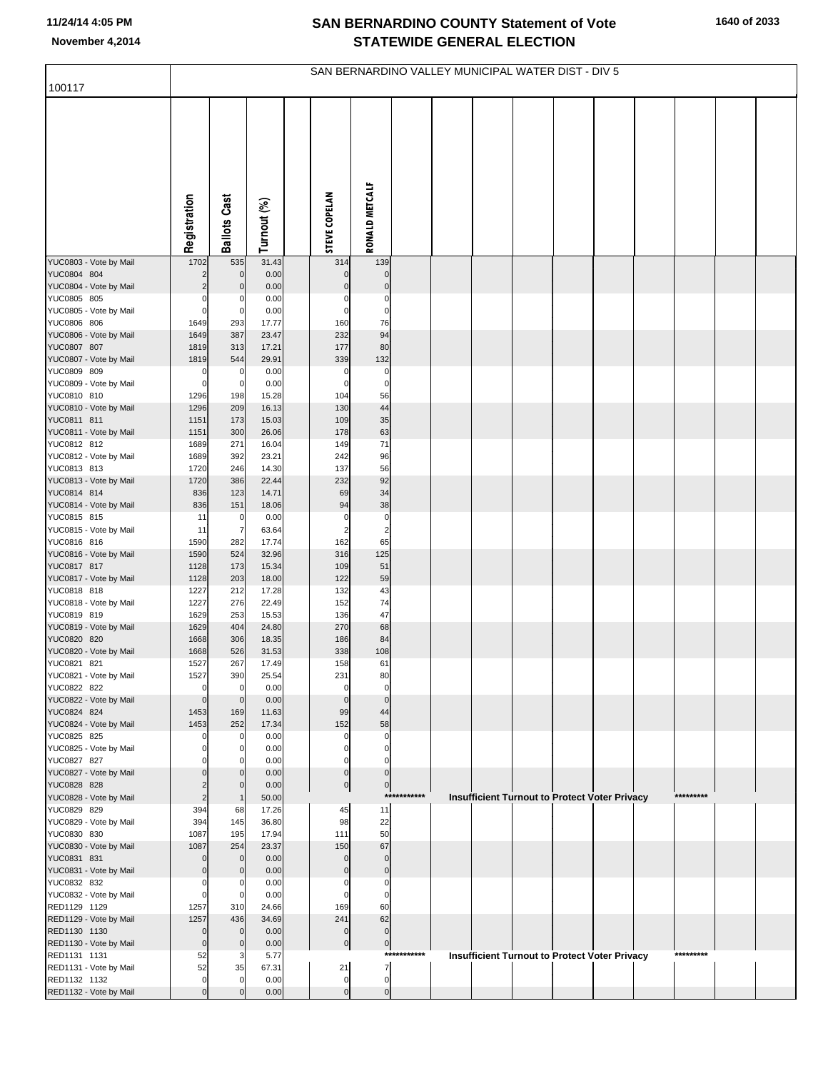# SAN BERNARDINO COUNTY Statement of Vote
## STATEWIDE GENERAL ELECTION

11/24/14 4:05 PM
November 4,2014

SAN BERNARDINO VALLEY MUNICIPAL WATER DIST - DIV 5

100117

| | Registration | Ballots Cast | Turnout (%) | | STEVE COPELAN | RONALD METCALF |
|---|---|---|---|---|---|---|
| YUC0803 - Vote by Mail | 1702 | 535 | 31.43 | | 314 | 139 |
| YUC0804 804 | 2 | 0 | 0.00 | | 0 | 0 |
| YUC0804 - Vote by Mail | 2 | 0 | 0.00 | | 0 | 0 |
| YUC0805 805 | 0 | 0 | 0.00 | | 0 | 0 |
| YUC0805 - Vote by Mail | 0 | 0 | 0.00 | | 0 | 0 |
| YUC0806 806 | 1649 | 293 | 17.77 | | 160 | 76 |
| YUC0806 - Vote by Mail | 1649 | 387 | 23.47 | | 232 | 94 |
| YUC0807 807 | 1819 | 313 | 17.21 | | 177 | 80 |
| YUC0807 - Vote by Mail | 1819 | 544 | 29.91 | | 339 | 132 |
| YUC0809 809 | 0 | 0 | 0.00 | | 0 | 0 |
| YUC0809 - Vote by Mail | 0 | 0 | 0.00 | | 0 | 0 |
| YUC0810 810 | 1296 | 198 | 15.28 | | 104 | 56 |
| YUC0810 - Vote by Mail | 1296 | 209 | 16.13 | | 130 | 44 |
| YUC0811 811 | 1151 | 173 | 15.03 | | 109 | 35 |
| YUC0811 - Vote by Mail | 1151 | 300 | 26.06 | | 178 | 63 |
| YUC0812 812 | 1689 | 271 | 16.04 | | 149 | 71 |
| YUC0812 - Vote by Mail | 1689 | 392 | 23.21 | | 242 | 96 |
| YUC0813 813 | 1720 | 246 | 14.30 | | 137 | 56 |
| YUC0813 - Vote by Mail | 1720 | 386 | 22.44 | | 232 | 92 |
| YUC0814 814 | 836 | 123 | 14.71 | | 69 | 34 |
| YUC0814 - Vote by Mail | 836 | 151 | 18.06 | | 94 | 38 |
| YUC0815 815 | 11 | 0 | 0.00 | | 0 | 0 |
| YUC0815 - Vote by Mail | 11 | 7 | 63.64 | | 2 | 2 |
| YUC0816 816 | 1590 | 282 | 17.74 | | 162 | 65 |
| YUC0816 - Vote by Mail | 1590 | 524 | 32.96 | | 316 | 125 |
| YUC0817 817 | 1128 | 173 | 15.34 | | 109 | 51 |
| YUC0817 - Vote by Mail | 1128 | 203 | 18.00 | | 122 | 59 |
| YUC0818 818 | 1227 | 212 | 17.28 | | 132 | 43 |
| YUC0818 - Vote by Mail | 1227 | 276 | 22.49 | | 152 | 74 |
| YUC0819 819 | 1629 | 253 | 15.53 | | 136 | 47 |
| YUC0819 - Vote by Mail | 1629 | 404 | 24.80 | | 270 | 68 |
| YUC0820 820 | 1668 | 306 | 18.35 | | 186 | 84 |
| YUC0820 - Vote by Mail | 1668 | 526 | 31.53 | | 338 | 108 |
| YUC0821 821 | 1527 | 267 | 17.49 | | 158 | 61 |
| YUC0821 - Vote by Mail | 1527 | 390 | 25.54 | | 231 | 80 |
| YUC0822 822 | 0 | 0 | 0.00 | | 0 | 0 |
| YUC0822 - Vote by Mail | 0 | 0 | 0.00 | | 0 | 0 |
| YUC0824 824 | 1453 | 169 | 11.63 | | 99 | 44 |
| YUC0824 - Vote by Mail | 1453 | 252 | 17.34 | | 152 | 58 |
| YUC0825 825 | 0 | 0 | 0.00 | | 0 | 0 |
| YUC0825 - Vote by Mail | 0 | 0 | 0.00 | | 0 | 0 |
| YUC0827 827 | 0 | 0 | 0.00 | | 0 | 0 |
| YUC0827 - Vote by Mail | 0 | 0 | 0.00 | | 0 | 0 |
| YUC0828 828 | 2 | 0 | 0.00 | | 0 | 0 |
| YUC0828 - Vote by Mail | 2 | 1 | 50.00 | | *********** Insufficient Turnout to Protect Voter Privacy ********* | |
| YUC0829 829 | 394 | 68 | 17.26 | | 45 | 11 |
| YUC0829 - Vote by Mail | 394 | 145 | 36.80 | | 98 | 22 |
| YUC0830 830 | 1087 | 195 | 17.94 | | 111 | 50 |
| YUC0830 - Vote by Mail | 1087 | 254 | 23.37 | | 150 | 67 |
| YUC0831 831 | 0 | 0 | 0.00 | | 0 | 0 |
| YUC0831 - Vote by Mail | 0 | 0 | 0.00 | | 0 | 0 |
| YUC0832 832 | 0 | 0 | 0.00 | | 0 | 0 |
| YUC0832 - Vote by Mail | 0 | 0 | 0.00 | | 0 | 0 |
| RED1129 1129 | 1257 | 310 | 24.66 | | 169 | 60 |
| RED1129 - Vote by Mail | 1257 | 436 | 34.69 | | 241 | 62 |
| RED1130 1130 | 0 | 0 | 0.00 | | 0 | 0 |
| RED1130 - Vote by Mail | 0 | 0 | 0.00 | | 0 | 0 |
| RED1131 1131 | 52 | 3 | 5.77 | | *********** Insufficient Turnout to Protect Voter Privacy ********* | |
| RED1131 - Vote by Mail | 52 | 35 | 67.31 | | 21 | 7 |
| RED1132 1132 | 0 | 0 | 0.00 | | 0 | 0 |
| RED1132 - Vote by Mail | 0 | 0 | 0.00 | | 0 | 0 |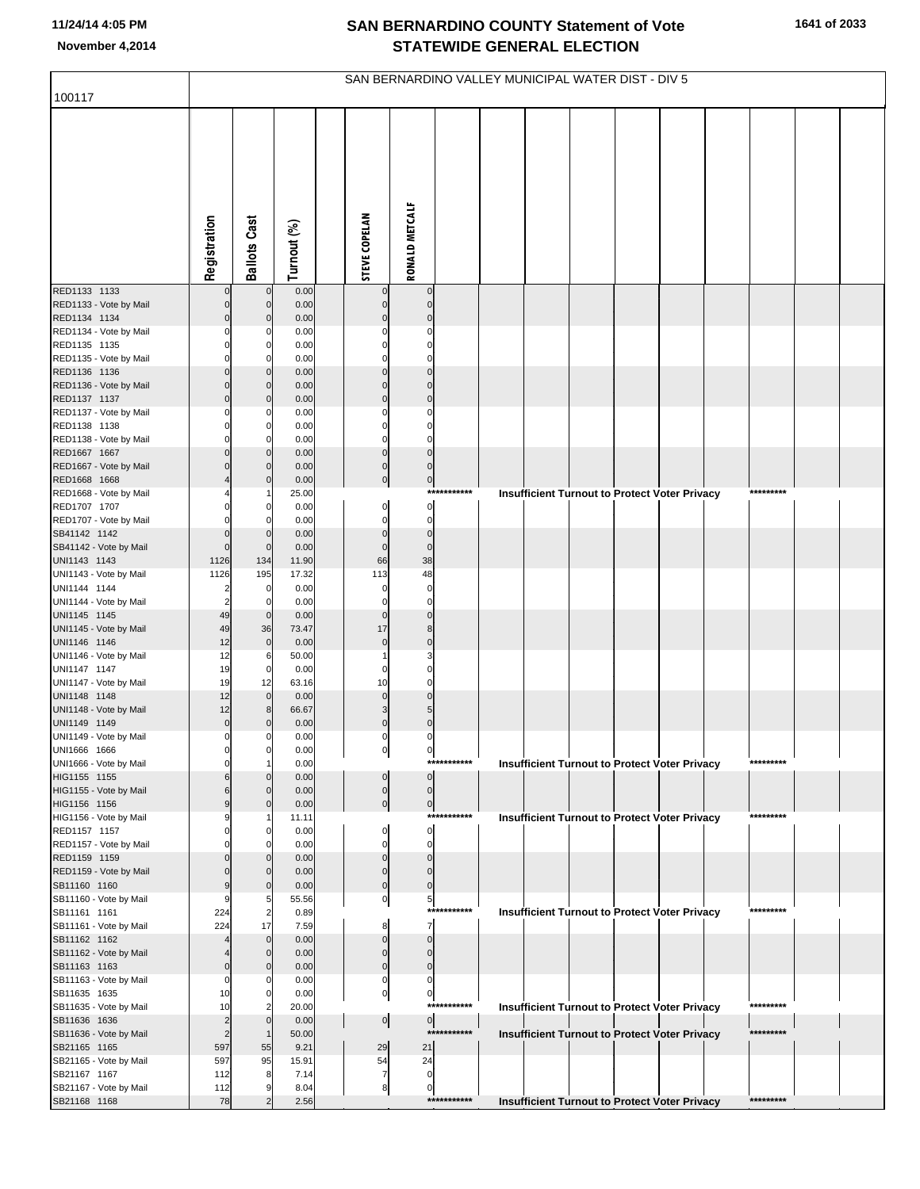# SAN BERNARDINO COUNTY Statement of Vote
# STATEWIDE GENERAL ELECTION

November 4,2014

## SAN BERNARDINO VALLEY MUNICIPAL WATER DIST - DIV 5

100117

| | Registration | Ballots Cast | Turnout (%) | STEVE COPELAN | RONALD METCALF |
|---|---|---|---|---|---|
| RED1133 1133 | 0 | 0 | 0.00 | 0 | 0 |
| RED1133 - Vote by Mail | 0 | 0 | 0.00 | 0 | 0 |
| RED1134 1134 | 0 | 0 | 0.00 | 0 | 0 |
| RED1134 - Vote by Mail | 0 | 0 | 0.00 | 0 | 0 |
| RED1135 1135 | 0 | 0 | 0.00 | 0 | 0 |
| RED1135 - Vote by Mail | 0 | 0 | 0.00 | 0 | 0 |
| RED1136 1136 | 0 | 0 | 0.00 | 0 | 0 |
| RED1136 - Vote by Mail | 0 | 0 | 0.00 | 0 | 0 |
| RED1137 1137 | 0 | 0 | 0.00 | 0 | 0 |
| RED1137 - Vote by Mail | 0 | 0 | 0.00 | 0 | 0 |
| RED1138 1138 | 0 | 0 | 0.00 | 0 | 0 |
| RED1138 - Vote by Mail | 0 | 0 | 0.00 | 0 | 0 |
| RED1667 1667 | 0 | 0 | 0.00 | 0 | 0 |
| RED1667 - Vote by Mail | 0 | 0 | 0.00 | 0 | 0 |
| RED1668 1668 | 4 | 0 | 0.00 | 0 | 0 |
| RED1668 - Vote by Mail | 4 | 1 | 25.00 | *********** Insufficient Turnout to Protect Voter Privacy ********* | |
| RED1707 1707 | 0 | 0 | 0.00 | 0 | 0 |
| RED1707 - Vote by Mail | 0 | 0 | 0.00 | 0 | 0 |
| SB41142 1142 | 0 | 0 | 0.00 | 0 | 0 |
| SB41142 - Vote by Mail | 0 | 0 | 0.00 | 0 | 0 |
| UNI1143 1143 | 1126 | 134 | 11.90 | 66 | 38 |
| UNI1143 - Vote by Mail | 1126 | 195 | 17.32 | 113 | 48 |
| UNI1144 1144 | 2 | 0 | 0.00 | 0 | 0 |
| UNI1144 - Vote by Mail | 2 | 0 | 0.00 | 0 | 0 |
| UNI1145 1145 | 49 | 0 | 0.00 | 0 | 0 |
| UNI1145 - Vote by Mail | 49 | 36 | 73.47 | 17 | 8 |
| UNI1146 1146 | 12 | 0 | 0.00 | 0 | 0 |
| UNI1146 - Vote by Mail | 12 | 6 | 50.00 | 1 | 3 |
| UNI1147 1147 | 19 | 0 | 0.00 | 0 | 0 |
| UNI1147 - Vote by Mail | 19 | 12 | 63.16 | 10 | 0 |
| UNI1148 1148 | 12 | 0 | 0.00 | 0 | 0 |
| UNI1148 - Vote by Mail | 12 | 8 | 66.67 | 3 | 5 |
| UNI1149 1149 | 0 | 0 | 0.00 | 0 | 0 |
| UNI1149 - Vote by Mail | 0 | 0 | 0.00 | 0 | 0 |
| UNI1666 1666 | 0 | 0 | 0.00 | 0 | 0 |
| UNI1666 - Vote by Mail | 0 | 1 | 0.00 | *********** Insufficient Turnout to Protect Voter Privacy ********* | |
| HIG1155 1155 | 6 | 0 | 0.00 | 0 | 0 |
| HIG1155 - Vote by Mail | 6 | 0 | 0.00 | 0 | 0 |
| HIG1156 1156 | 9 | 0 | 0.00 | 0 | 0 |
| HIG1156 - Vote by Mail | 9 | 1 | 11.11 | *********** Insufficient Turnout to Protect Voter Privacy ********* | |
| RED1157 1157 | 0 | 0 | 0.00 | 0 | 0 |
| RED1157 - Vote by Mail | 0 | 0 | 0.00 | 0 | 0 |
| RED1159 1159 | 0 | 0 | 0.00 | 0 | 0 |
| RED1159 - Vote by Mail | 0 | 0 | 0.00 | 0 | 0 |
| SB11160 1160 | 9 | 0 | 0.00 | 0 | 0 |
| SB11160 - Vote by Mail | 9 | 5 | 55.56 | 0 | 5 |
| SB11161 1161 | 224 | 2 | 0.89 | *********** Insufficient Turnout to Protect Voter Privacy ********* | |
| SB11161 - Vote by Mail | 224 | 17 | 7.59 | 8 | 7 |
| SB11162 1162 | 4 | 0 | 0.00 | 0 | 0 |
| SB11162 - Vote by Mail | 4 | 0 | 0.00 | 0 | 0 |
| SB11163 1163 | 0 | 0 | 0.00 | 0 | 0 |
| SB11163 - Vote by Mail | 0 | 0 | 0.00 | 0 | 0 |
| SB11635 1635 | 10 | 0 | 0.00 | 0 | 0 |
| SB11635 - Vote by Mail | 10 | 2 | 20.00 | *********** Insufficient Turnout to Protect Voter Privacy ********* | |
| SB11636 1636 | 2 | 0 | 0.00 | 0 | 0 |
| SB11636 - Vote by Mail | 2 | 1 | 50.00 | *********** Insufficient Turnout to Protect Voter Privacy ********* | |
| SB21165 1165 | 597 | 55 | 9.21 | 29 | 21 |
| SB21165 - Vote by Mail | 597 | 95 | 15.91 | 54 | 24 |
| SB21167 1167 | 112 | 8 | 7.14 | 7 | 0 |
| SB21167 - Vote by Mail | 112 | 9 | 8.04 | 8 | 0 |
| SB21168 1168 | 78 | 2 | 2.56 | *********** Insufficient Turnout to Protect Voter Privacy ********* | |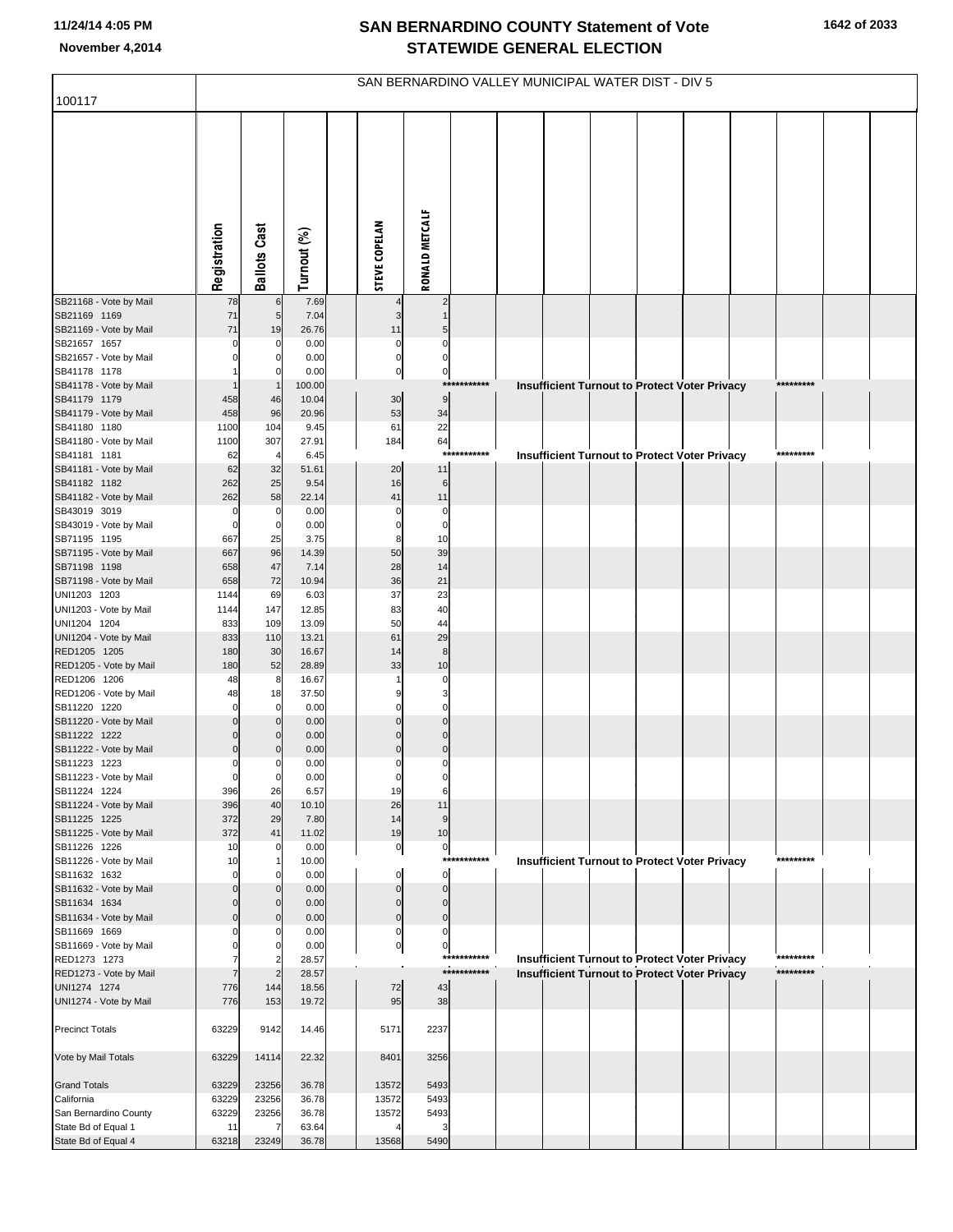# SAN BERNARDINO COUNTY Statement of Vote
## STATEWIDE GENERAL ELECTION

11/24/14 4:05 PM
November 4,2014

SAN BERNARDINO VALLEY MUNICIPAL WATER DIST - DIV 5

100117

| | Registration | Ballots Cast | Turnout (%) | | STEVE COPELAN | RONALD METCALF | | | | | | | | | | |
|---|---|---|---|---|---|---|---|---|---|---|---|---|---|---|---|---|
| SB21168 - Vote by Mail | 78 | 6 | 7.69 | | 4 | 2 | | | | | | | | | | |
| SB21169 1169 | 71 | 5 | 7.04 | | 3 | 1 | | | | | | | | | | |
| SB21169 - Vote by Mail | 71 | 19 | 26.76 | | 11 | 5 | | | | | | | | | | |
| SB21657 1657 | 0 | 0 | 0.00 | | 0 | 0 | | | | | | | | | | |
| SB21657 - Vote by Mail | 0 | 0 | 0.00 | | 0 | 0 | | | | | | | | | | |
| SB41178 1178 | 1 | 0 | 0.00 | | 0 | 0 | | | | | | | | | | |
| SB41178 - Vote by Mail | 1 | 1 | 100.00 | | | *********** | Insufficient Turnout to Protect Voter Privacy | | | | | | | ********* | | |
| SB41179 1179 | 458 | 46 | 10.04 | | 30 | 9 | | | | | | | | | | |
| SB41179 - Vote by Mail | 458 | 96 | 20.96 | | 53 | 34 | | | | | | | | | | |
| SB41180 1180 | 1100 | 104 | 9.45 | | 61 | 22 | | | | | | | | | | |
| SB41180 - Vote by Mail | 1100 | 307 | 27.91 | | 184 | 64 | | | | | | | | | | |
| SB41181 1181 | 62 | 4 | 6.45 | | | *********** | Insufficient Turnout to Protect Voter Privacy | | | | | | | ********* | | |
| SB41181 - Vote by Mail | 62 | 32 | 51.61 | | 20 | 11 | | | | | | | | | | |
| SB41182 1182 | 262 | 25 | 9.54 | | 16 | 6 | | | | | | | | | | |
| SB41182 - Vote by Mail | 262 | 58 | 22.14 | | 41 | 11 | | | | | | | | | | |
| SB43019 3019 | 0 | 0 | 0.00 | | 0 | 0 | | | | | | | | | | |
| SB43019 - Vote by Mail | 0 | 0 | 0.00 | | 0 | 0 | | | | | | | | | | |
| SB71195 1195 | 667 | 25 | 3.75 | | 8 | 10 | | | | | | | | | | |
| SB71195 - Vote by Mail | 667 | 96 | 14.39 | | 50 | 39 | | | | | | | | | | |
| SB71198 1198 | 658 | 47 | 7.14 | | 28 | 14 | | | | | | | | | | |
| SB71198 - Vote by Mail | 658 | 72 | 10.94 | | 36 | 21 | | | | | | | | | | |
| UNI1203 1203 | 1144 | 69 | 6.03 | | 37 | 23 | | | | | | | | | | |
| UNI1203 - Vote by Mail | 1144 | 147 | 12.85 | | 83 | 40 | | | | | | | | | | |
| UNI1204 1204 | 833 | 109 | 13.09 | | 50 | 44 | | | | | | | | | | |
| UNI1204 - Vote by Mail | 833 | 110 | 13.21 | | 61 | 29 | | | | | | | | | | |
| RED1205 1205 | 180 | 30 | 16.67 | | 14 | 8 | | | | | | | | | | |
| RED1205 - Vote by Mail | 180 | 52 | 28.89 | | 33 | 10 | | | | | | | | | | |
| RED1206 1206 | 48 | 8 | 16.67 | | 1 | 0 | | | | | | | | | | |
| RED1206 - Vote by Mail | 48 | 18 | 37.50 | | 9 | 3 | | | | | | | | | | |
| SB11220 1220 | 0 | 0 | 0.00 | | 0 | 0 | | | | | | | | | | |
| SB11220 - Vote by Mail | 0 | 0 | 0.00 | | 0 | 0 | | | | | | | | | | |
| SB11222 1222 | 0 | 0 | 0.00 | | 0 | 0 | | | | | | | | | | |
| SB11222 - Vote by Mail | 0 | 0 | 0.00 | | 0 | 0 | | | | | | | | | | |
| SB11223 1223 | 0 | 0 | 0.00 | | 0 | 0 | | | | | | | | | | |
| SB11223 - Vote by Mail | 0 | 0 | 0.00 | | 0 | 0 | | | | | | | | | | |
| SB11224 1224 | 396 | 26 | 6.57 | | 19 | 6 | | | | | | | | | | |
| SB11224 - Vote by Mail | 396 | 40 | 10.10 | | 26 | 11 | | | | | | | | | | |
| SB11225 1225 | 372 | 29 | 7.80 | | 14 | 9 | | | | | | | | | | |
| SB11225 - Vote by Mail | 372 | 41 | 11.02 | | 19 | 10 | | | | | | | | | | |
| SB11226 1226 | 10 | 0 | 0.00 | | 0 | 0 | | | | | | | | | | |
| SB11226 - Vote by Mail | 10 | 1 | 10.00 | | | *********** | Insufficient Turnout to Protect Voter Privacy | | | | | | | ********* | | |
| SB11632 1632 | 0 | 0 | 0.00 | | 0 | 0 | | | | | | | | | | |
| SB11632 - Vote by Mail | 0 | 0 | 0.00 | | 0 | 0 | | | | | | | | | | |
| SB11634 1634 | 0 | 0 | 0.00 | | 0 | 0 | | | | | | | | | | |
| SB11634 - Vote by Mail | 0 | 0 | 0.00 | | 0 | 0 | | | | | | | | | | |
| SB11669 1669 | 0 | 0 | 0.00 | | 0 | 0 | | | | | | | | | | |
| SB11669 - Vote by Mail | 0 | 0 | 0.00 | | 0 | 0 | | | | | | | | | | |
| RED1273 1273 | 7 | 2 | 28.57 | | | *********** | Insufficient Turnout to Protect Voter Privacy | | | | | | | ********* | | |
| RED1273 - Vote by Mail | 7 | 2 | 28.57 | | | *********** | Insufficient Turnout to Protect Voter Privacy | | | | | | | ********* | | |
| UNI1274 1274 | 776 | 144 | 18.56 | | 72 | 43 | | | | | | | | | | |
| UNI1274 - Vote by Mail | 776 | 153 | 19.72 | | 95 | 38 | | | | | | | | | | |
| Precinct Totals | 63229 | 9142 | 14.46 | | 5171 | 2237 | | | | | | | | | | |
| Vote by Mail Totals | 63229 | 14114 | 22.32 | | 8401 | 3256 | | | | | | | | | | |
| Grand Totals | 63229 | 23256 | 36.78 | | 13572 | 5493 | | | | | | | | | | |
| California | 63229 | 23256 | 36.78 | | 13572 | 5493 | | | | | | | | | | |
| San Bernardino County | 63229 | 23256 | 36.78 | | 13572 | 5493 | | | | | | | | | | |
| State Bd of Equal 1 | 11 | 7 | 63.64 | | 4 | 3 | | | | | | | | | | |
| State Bd of Equal 4 | 63218 | 23249 | 36.78 | | 13568 | 5490 | | | | | | | | | | |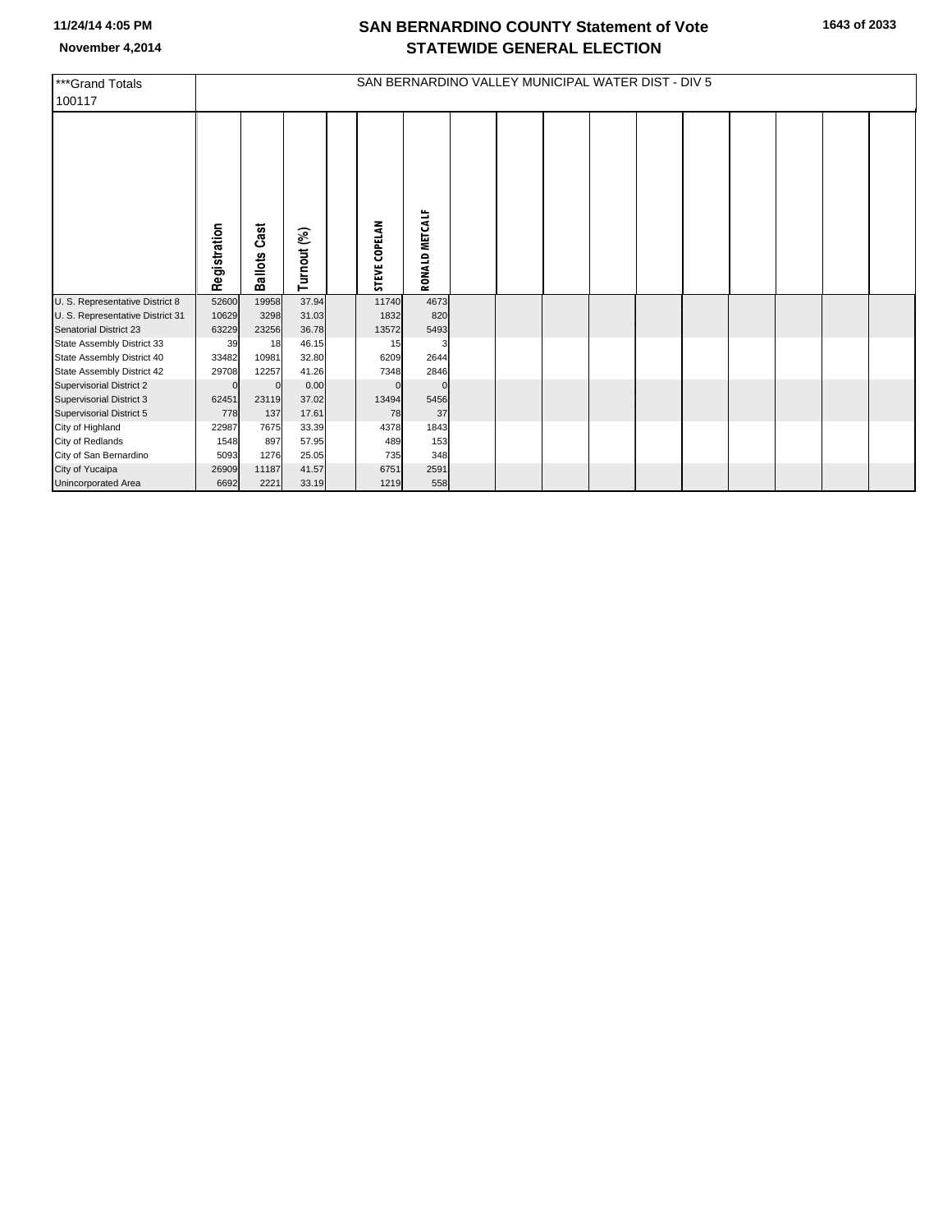# SAN BERNARDINO COUNTY Statement of Vote
## STATEWIDE GENERAL ELECTION

11/24/14 4:05 PM

November 4,2014

***Grand Totals
100117

SAN BERNARDINO VALLEY MUNICIPAL WATER DIST - DIV 5

| | Registration | Ballots Cast | Turnout (%) | | STEVE COPELAN | RONALD METCALF |
|---|---|---|---|---|---|---|
| U. S. Representative District 8 | 52600 | 19958 | 37.94 | | 11740 | 4673 |
| U. S. Representative District 31 | 10629 | 3298 | 31.03 | | 1832 | 820 |
| Senatorial District 23 | 63229 | 23256 | 36.78 | | 13572 | 5493 |
| State Assembly District 33 | 39 | 18 | 46.15 | | 15 | 3 |
| State Assembly District 40 | 33482 | 10981 | 32.80 | | 6209 | 2644 |
| State Assembly District 42 | 29708 | 12257 | 41.26 | | 7348 | 2846 |
| Supervisorial District 2 | 0 | 0 | 0.00 | | 0 | 0 |
| Supervisorial District 3 | 62451 | 23119 | 37.02 | | 13494 | 5456 |
| Supervisorial District 5 | 778 | 137 | 17.61 | | 78 | 37 |
| City of Highland | 22987 | 7675 | 33.39 | | 4378 | 1843 |
| City of Redlands | 1548 | 897 | 57.95 | | 489 | 153 |
| City of San Bernardino | 5093 | 1276 | 25.05 | | 735 | 348 |
| City of Yucaipa | 26909 | 11187 | 41.57 | | 6751 | 2591 |
| Unincorporated Area | 6692 | 2221 | 33.19 | | 1219 | 558 |